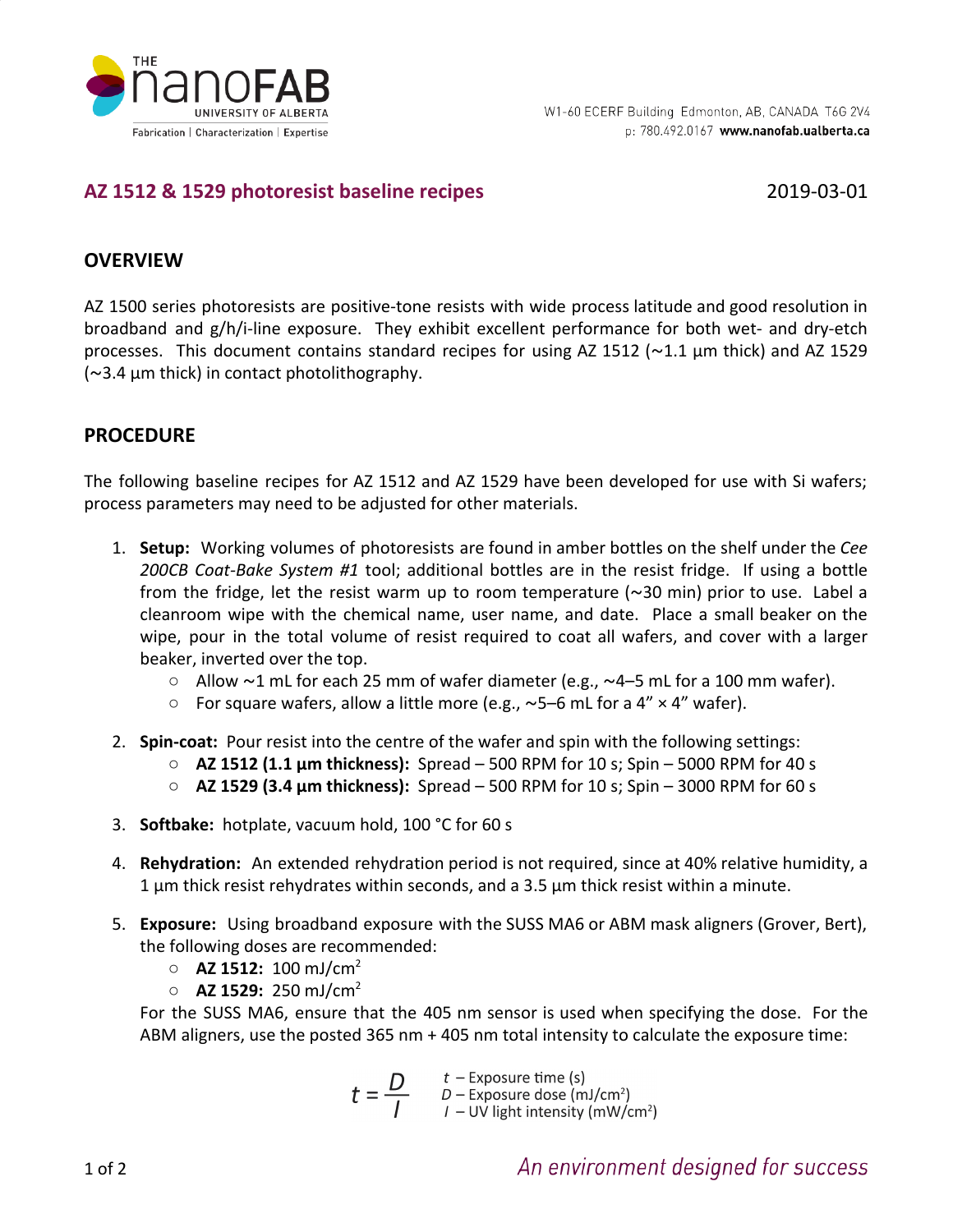THE nanoFAB
UNIVERSITY OF ALBERTA
Fabrication | Characterization | Expertise

W1-60 ECERF Building Edmonton, AB, CANADA T6G 2V4
p: 780.492.0167 **www.nanofab.ualberta.ca**

## AZ 1512 & 1529 photoresist baseline recipes

2019-03-01

## OVERVIEW

AZ 1500 series photoresists are positive-tone resists with wide process latitude and good resolution in broadband and g/h/i-line exposure. They exhibit excellent performance for both wet- and dry-etch processes. This document contains standard recipes for using AZ 1512 (~1.1 µm thick) and AZ 1529 (~3.4 µm thick) in contact photolithography.

## PROCEDURE

The following baseline recipes for AZ 1512 and AZ 1529 have been developed for use with Si wafers; process parameters may need to be adjusted for other materials.

1. **Setup:** Working volumes of photoresists are found in amber bottles on the shelf under the *Cee 200CB Coat-Bake System #1* tool; additional bottles are in the resist fridge. If using a bottle from the fridge, let the resist warm up to room temperature (~30 min) prior to use. Label a cleanroom wipe with the chemical name, user name, and date. Place a small beaker on the wipe, pour in the total volume of resist required to coat all wafers, and cover with a larger beaker, inverted over the top.
   - Allow ~1 mL for each 25 mm of wafer diameter (e.g., ~4–5 mL for a 100 mm wafer).
   - For square wafers, allow a little more (e.g., ~5–6 mL for a 4” × 4” wafer).

2. **Spin-coat:** Pour resist into the centre of the wafer and spin with the following settings:
   - **AZ 1512 (1.1 µm thickness):** Spread – 500 RPM for 10 s; Spin – 5000 RPM for 40 s
   - **AZ 1529 (3.4 µm thickness):** Spread – 500 RPM for 10 s; Spin – 3000 RPM for 60 s

3. **Softbake:** hotplate, vacuum hold, 100 °C for 60 s

4. **Rehydration:** An extended rehydration period is not required, since at 40% relative humidity, a 1 µm thick resist rehydrates within seconds, and a 3.5 µm thick resist within a minute.

5. **Exposure:** Using broadband exposure with the SUSS MA6 or ABM mask aligners (Grover, Bert), the following doses are recommended:
   - **AZ 1512:** 100 mJ/cm$^2$
   - **AZ 1529:** 250 mJ/cm$^2$

   For the SUSS MA6, ensure that the 405 nm sensor is used when specifying the dose. For the ABM aligners, use the posted 365 nm + 405 nm total intensity to calculate the exposure time:

$$t = \frac{D}{I}$$

$t$ – Exposure time (s)
$D$ – Exposure dose (mJ/cm$^2$)
$I$ – UV light intensity (mW/cm$^2$)

*An environment designed for success*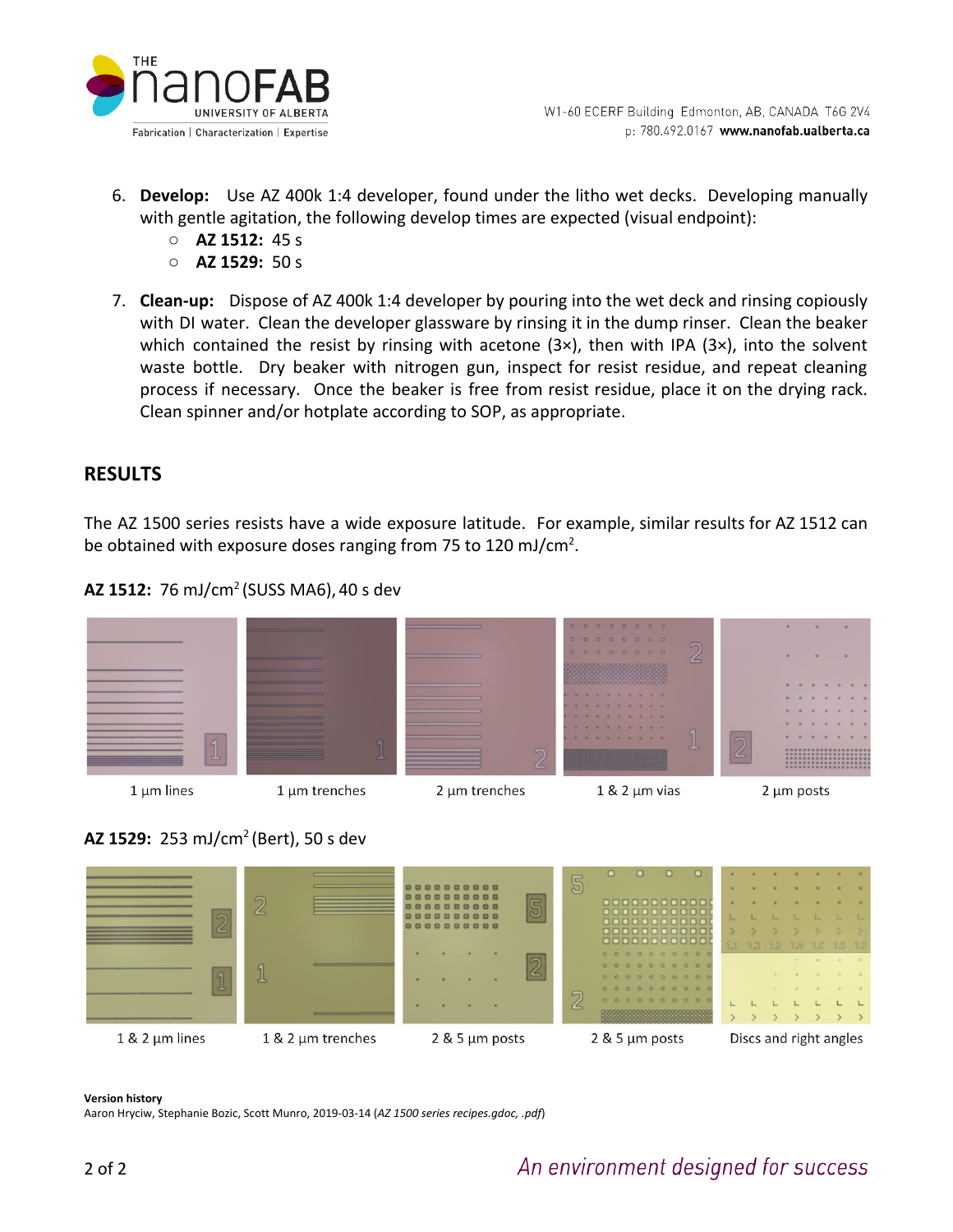6. **Develop:** Use AZ 400k 1:4 developer, found under the litho wet decks. Developing manually with gentle agitation, the following develop times are expected (visual endpoint):
   - **AZ 1512:** 45 s
   - **AZ 1529:** 50 s

7. **Clean-up:** Dispose of AZ 400k 1:4 developer by pouring into the wet deck and rinsing copiously with DI water. Clean the developer glassware by rinsing it in the dump rinser. Clean the beaker which contained the resist by rinsing with acetone (3×), then with IPA (3×), into the solvent waste bottle. Dry beaker with nitrogen gun, inspect for resist residue, and repeat cleaning process if necessary. Once the beaker is free from resist residue, place it on the drying rack. Clean spinner and/or hotplate according to SOP, as appropriate.

## RESULTS

The AZ 1500 series resists have a wide exposure latitude. For example, similar results for AZ 1512 can be obtained with exposure doses ranging from 75 to 120 mJ/cm$^2$.

**AZ 1512:** 76 mJ/cm$^2$ (SUSS MA6), 40 s dev

1 µm lines | 1 µm trenches | 2 µm trenches | 1 & 2 µm vias | 2 µm posts

**AZ 1529:** 253 mJ/cm$^2$ (Bert), 50 s dev

1 & 2 µm lines | 1 & 2 µm trenches | 2 & 5 µm posts | 2 & 5 µm posts | Discs and right angles

**Version history**

Aaron Hryciw, Stephanie Bozic, Scott Munro, 2019-03-14 (*AZ 1500 series recipes.gdoc, .pdf*)